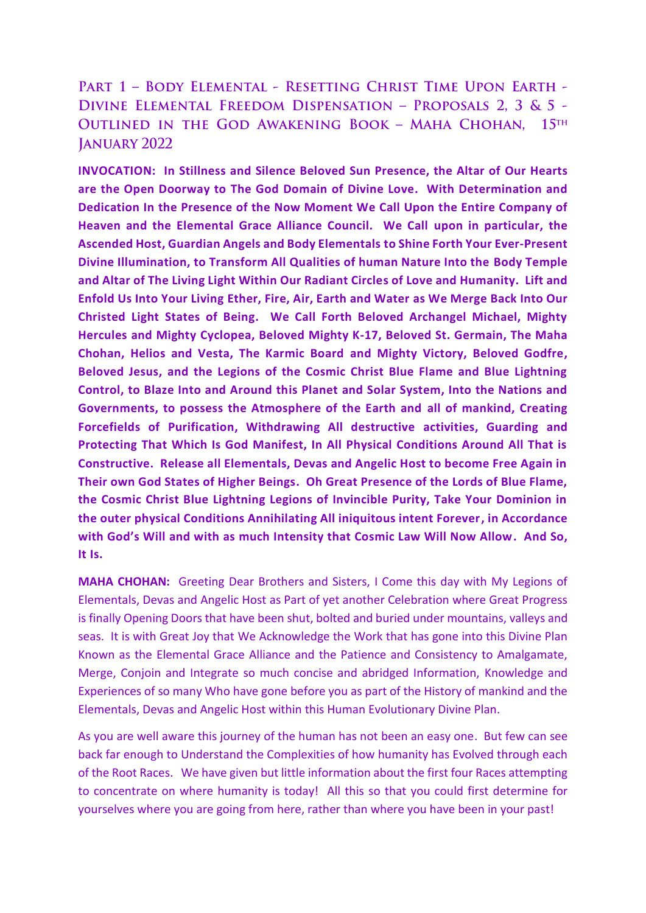# Part 1 – Body Elemental - Resetting Christ Time Upon Earth - Divine Elemental Freedom Dispensation – Proposals 2, 3 & 5 - Outlined in the God Awakening Book – Maha Chohan, 15th January 2022

**INVOCATION: In Stillness and Silence Beloved Sun Presence, the Altar of Our Hearts are the Open Doorway to The God Domain of Divine Love. With Determination and Dedication In the Presence of the Now Moment We Call Upon the Entire Company of Heaven and the Elemental Grace Alliance Council. We Call upon in particular, the Ascended Host, Guardian Angels and Body Elementals to Shine Forth Your Ever-Present Divine Illumination, to Transform All Qualities of human Nature Into the Body Temple and Altar of The Living Light Within Our Radiant Circles of Love and Humanity. Lift and Enfold Us Into Your Living Ether, Fire, Air, Earth and Water as We Merge Back Into Our Christed Light States of Being. We Call Forth Beloved Archangel Michael, Mighty Hercules and Mighty Cyclopea, Beloved Mighty K-17, Beloved St. Germain, The Maha Chohan, Helios and Vesta, The Karmic Board and Mighty Victory, Beloved Godfre, Beloved Jesus, and the Legions of the Cosmic Christ Blue Flame and Blue Lightning Control, to Blaze Into and Around this Planet and Solar System, Into the Nations and Governments, to possess the Atmosphere of the Earth and all of mankind, Creating Forcefields of Purification, Withdrawing All destructive activities, Guarding and Protecting That Which Is God Manifest, In All Physical Conditions Around All That is Constructive. Release all Elementals, Devas and Angelic Host to become Free Again in Their own God States of Higher Beings. Oh Great Presence of the Lords of Blue Flame, the Cosmic Christ Blue Lightning Legions of Invincible Purity, Take Your Dominion in the outer physical Conditions Annihilating All iniquitous intent Forever, in Accordance with God's Will and with as much Intensity that Cosmic Law Will Now Allow. And So, It Is.**

**MAHA CHOHAN:** Greeting Dear Brothers and Sisters, I Come this day with My Legions of Elementals, Devas and Angelic Host as Part of yet another Celebration where Great Progress is finally Opening Doors that have been shut, bolted and buried under mountains, valleys and seas. It is with Great Joy that We Acknowledge the Work that has gone into this Divine Plan Known as the Elemental Grace Alliance and the Patience and Consistency to Amalgamate, Merge, Conjoin and Integrate so much concise and abridged Information, Knowledge and Experiences of so many Who have gone before you as part of the History of mankind and the Elementals, Devas and Angelic Host within this Human Evolutionary Divine Plan.

As you are well aware this journey of the human has not been an easy one. But few can see back far enough to Understand the Complexities of how humanity has Evolved through each of the Root Races. We have given but little information about the first four Races attempting to concentrate on where humanity is today! All this so that you could first determine for yourselves where you are going from here, rather than where you have been in your past!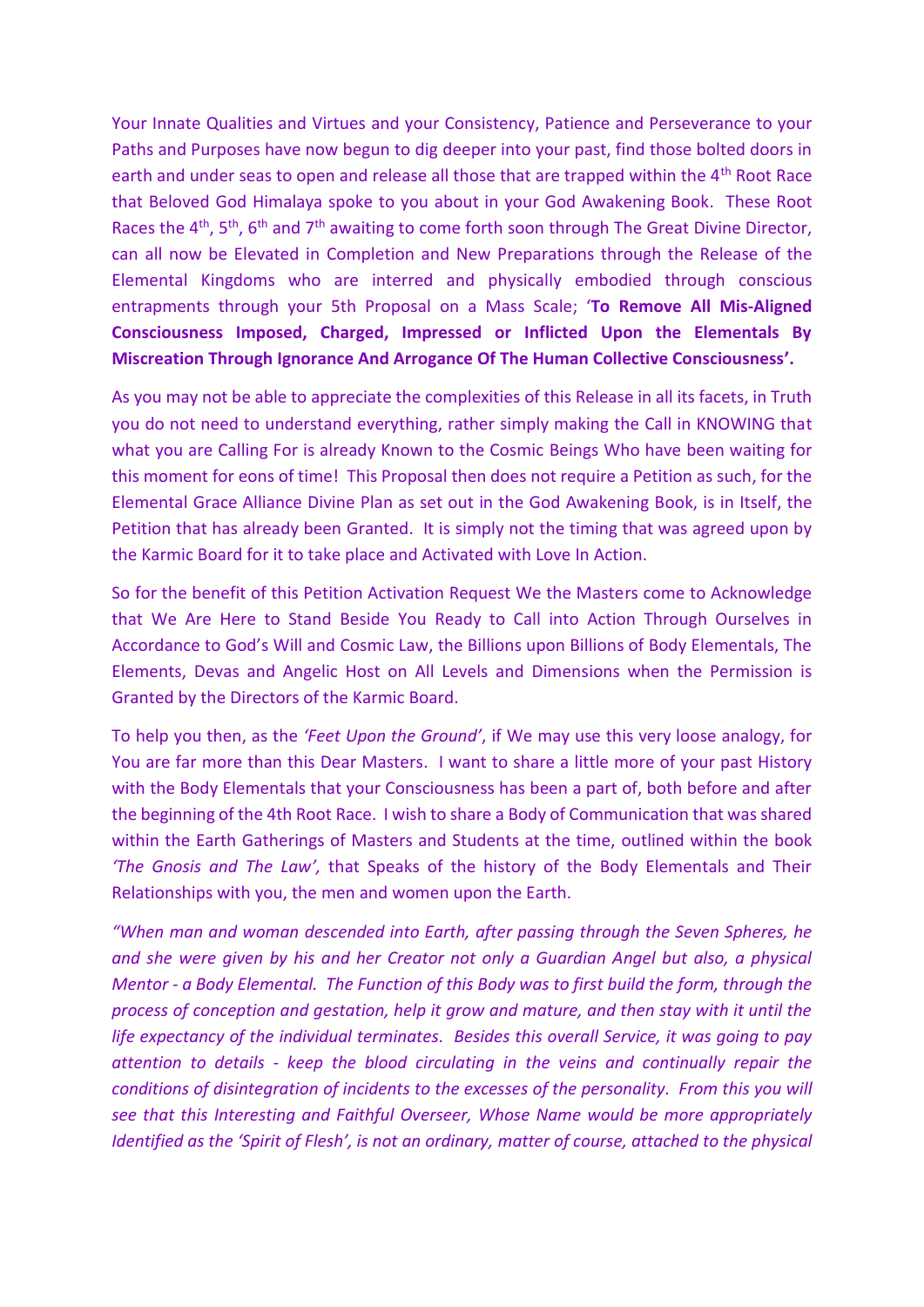Your Innate Qualities and Virtues and your Consistency, Patience and Perseverance to your Paths and Purposes have now begun to dig deeper into your past, find those bolted doors in earth and under seas to open and release all those that are trapped within the 4th Root Race that Beloved God Himalaya spoke to you about in your God Awakening Book. These Root Races the 4th, 5th, 6th and 7th awaiting to come forth soon through The Great Divine Director, can all now be Elevated in Completion and New Preparations through the Release of the Elemental Kingdoms who are interred and physically embodied through conscious entrapments through your 5th Proposal on a Mass Scale; '**To Remove All Mis-Aligned Consciousness Imposed, Charged, Impressed or Inflicted Upon the Elementals By Miscreation Through Ignorance And Arrogance Of The Human Collective Consciousness'.**

As you may not be able to appreciate the complexities of this Release in all its facets, in Truth you do not need to understand everything, rather simply making the Call in KNOWING that what you are Calling For is already Known to the Cosmic Beings Who have been waiting for this moment for eons of time! This Proposal then does not require a Petition as such, for the Elemental Grace Alliance Divine Plan as set out in the God Awakening Book, is in Itself, the Petition that has already been Granted. It is simply not the timing that was agreed upon by the Karmic Board for it to take place and Activated with Love In Action.

So for the benefit of this Petition Activation Request We the Masters come to Acknowledge that We Are Here to Stand Beside You Ready to Call into Action Through Ourselves in Accordance to God's Will and Cosmic Law, the Billions upon Billions of Body Elementals, The Elements, Devas and Angelic Host on All Levels and Dimensions when the Permission is Granted by the Directors of the Karmic Board.

To help you then, as the *'Feet Upon the Ground'*, if We may use this very loose analogy, for You are far more than this Dear Masters. I want to share a little more of your past History with the Body Elementals that your Consciousness has been a part of, both before and after the beginning of the 4th Root Race. I wish to share a Body of Communication that was shared within the Earth Gatherings of Masters and Students at the time, outlined within the book *'The Gnosis and The Law',* that Speaks of the history of the Body Elementals and Their Relationships with you, the men and women upon the Earth.

*"When man and woman descended into Earth, after passing through the Seven Spheres, he and she were given by his and her Creator not only a Guardian Angel but also, a physical Mentor - a Body Elemental. The Function of this Body was to first build the form, through the process of conception and gestation, help it grow and mature, and then stay with it until the life expectancy of the individual terminates. Besides this overall Service, it was going to pay attention to details - keep the blood circulating in the veins and continually repair the conditions of disintegration of incidents to the excesses of the personality. From this you will see that this Interesting and Faithful Overseer, Whose Name would be more appropriately Identified as the 'Spirit of Flesh', is not an ordinary, matter of course, attached to the physical*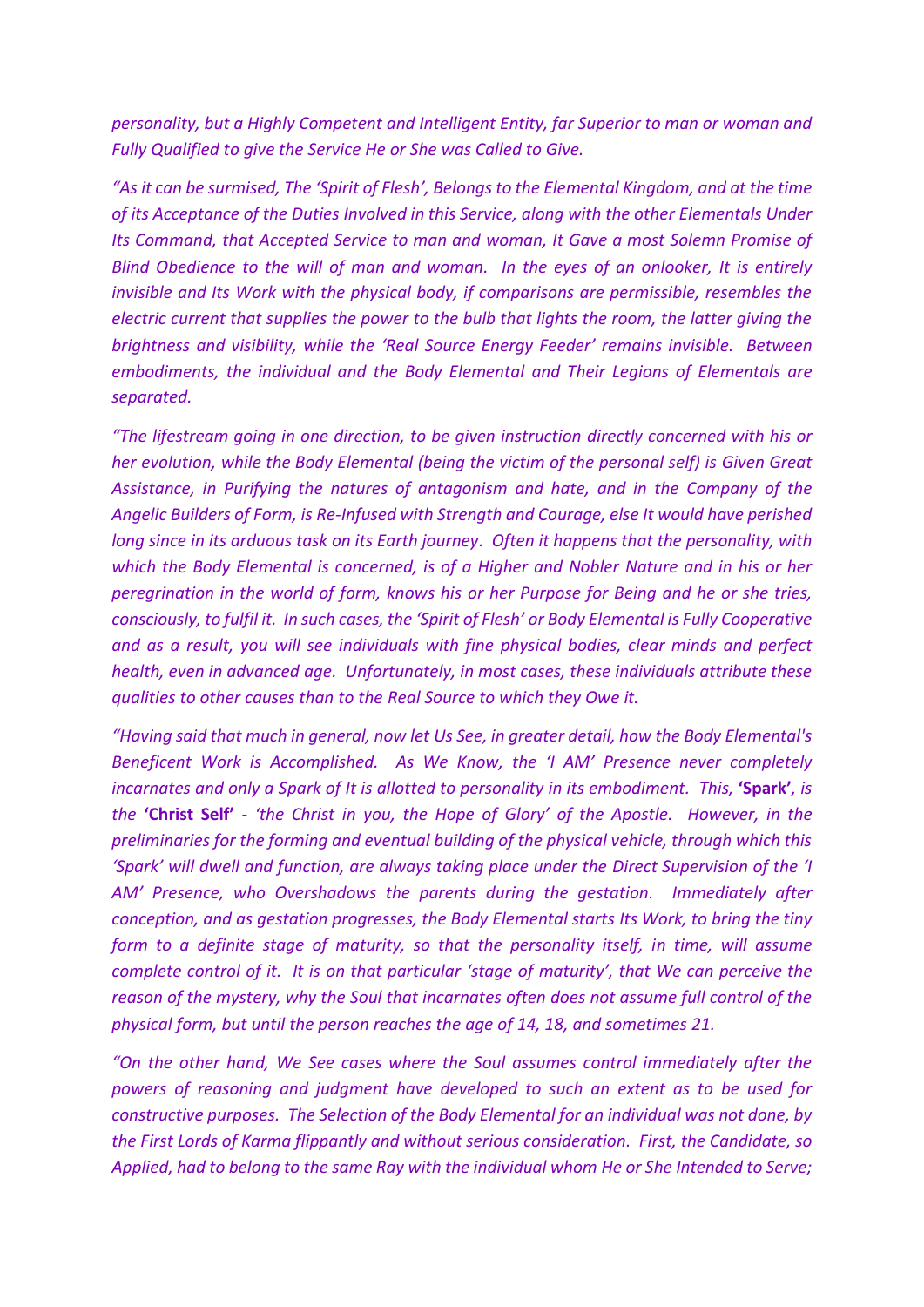*personality, but a Highly Competent and Intelligent Entity, far Superior to man or woman and Fully Qualified to give the Service He or She was Called to Give.*

*"As it can be surmised, The 'Spirit of Flesh', Belongs to the Elemental Kingdom, and at the time of its Acceptance of the Duties Involved in this Service, along with the other Elementals Under Its Command, that Accepted Service to man and woman, It Gave a most Solemn Promise of Blind Obedience to the will of man and woman. In the eyes of an onlooker, It is entirely invisible and Its Work with the physical body, if comparisons are permissible, resembles the electric current that supplies the power to the bulb that lights the room, the latter giving the brightness and visibility, while the 'Real Source Energy Feeder' remains invisible. Between embodiments, the individual and the Body Elemental and Their Legions of Elementals are separated.*

*"The lifestream going in one direction, to be given instruction directly concerned with his or her evolution, while the Body Elemental (being the victim of the personal self) is Given Great Assistance, in Purifying the natures of antagonism and hate, and in the Company of the Angelic Builders of Form, is Re-Infused with Strength and Courage, else It would have perished long since in its arduous task on its Earth journey. Often it happens that the personality, with which the Body Elemental is concerned, is of a Higher and Nobler Nature and in his or her peregrination in the world of form, knows his or her Purpose for Being and he or she tries, consciously, to fulfil it. In such cases, the 'Spirit of Flesh' or Body Elemental is Fully Cooperative and as a result, you will see individuals with fine physical bodies, clear minds and perfect health, even in advanced age. Unfortunately, in most cases, these individuals attribute these qualities to other causes than to the Real Source to which they Owe it.*

*"Having said that much in general, now let Us See, in greater detail, how the Body Elemental's Beneficent Work is Accomplished. As We Know, the 'I AM' Presence never completely incarnates and only a Spark of It is allotted to personality in its embodiment. This,* ***'Spark'****, is the* ***'Christ Self'*** *- 'the Christ in you, the Hope of Glory' of the Apostle. However, in the preliminaries for the forming and eventual building of the physical vehicle, through which this 'Spark' will dwell and function, are always taking place under the Direct Supervision of the 'I AM' Presence, who Overshadows the parents during the gestation. Immediately after conception, and as gestation progresses, the Body Elemental starts Its Work, to bring the tiny form to a definite stage of maturity, so that the personality itself, in time, will assume complete control of it. It is on that particular 'stage of maturity', that We can perceive the reason of the mystery, why the Soul that incarnates often does not assume full control of the physical form, but until the person reaches the age of 14, 18, and sometimes 21.*

*"On the other hand, We See cases where the Soul assumes control immediately after the powers of reasoning and judgment have developed to such an extent as to be used for constructive purposes. The Selection of the Body Elemental for an individual was not done, by the First Lords of Karma flippantly and without serious consideration. First, the Candidate, so Applied, had to belong to the same Ray with the individual whom He or She Intended to Serve;*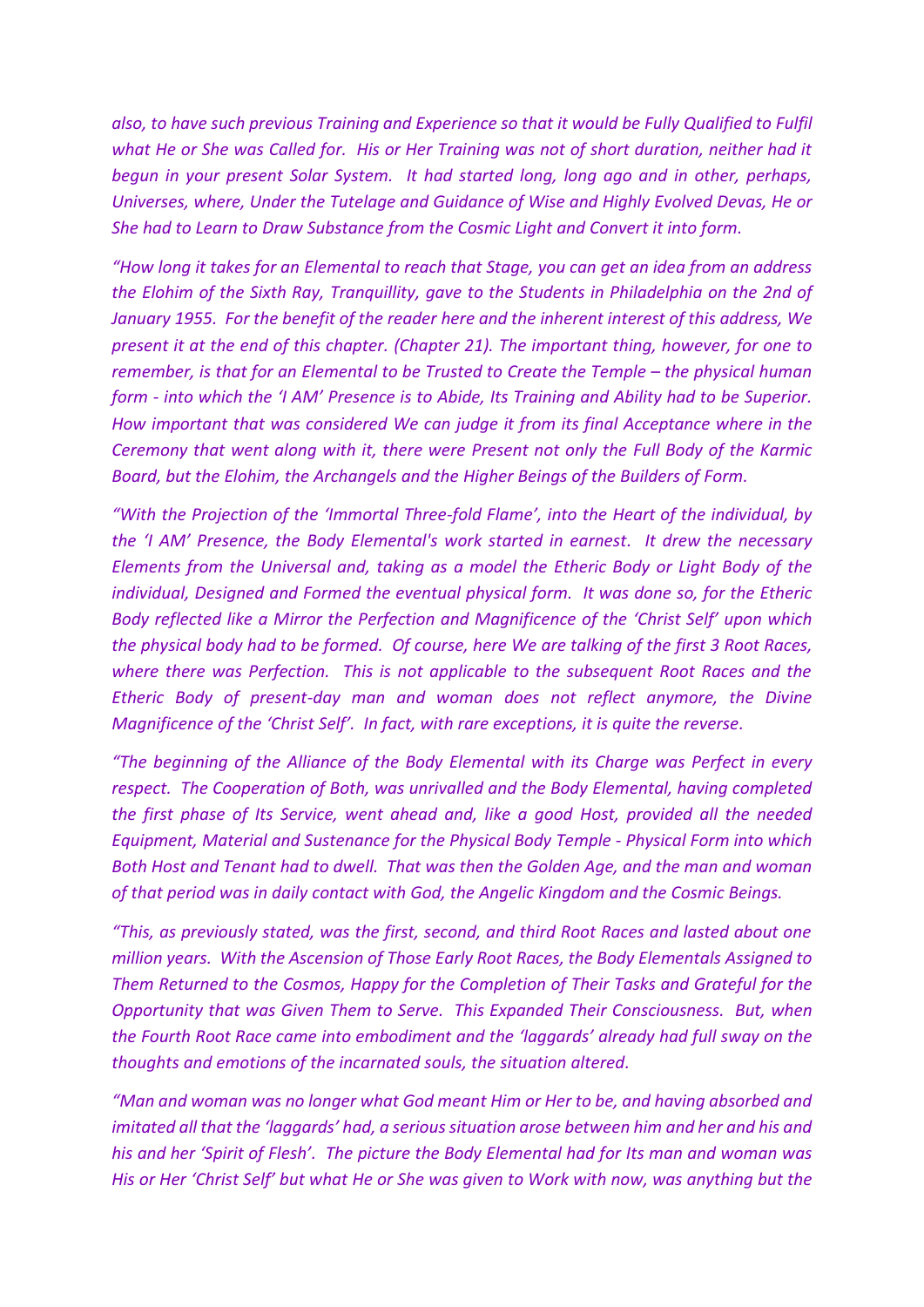*also, to have such previous Training and Experience so that it would be Fully Qualified to Fulfil what He or She was Called for. His or Her Training was not of short duration, neither had it begun in your present Solar System. It had started long, long ago and in other, perhaps, Universes, where, Under the Tutelage and Guidance of Wise and Highly Evolved Devas, He or She had to Learn to Draw Substance from the Cosmic Light and Convert it into form.*

*"How long it takes for an Elemental to reach that Stage, you can get an idea from an address the Elohim of the Sixth Ray, Tranquillity, gave to the Students in Philadelphia on the 2nd of January 1955. For the benefit of the reader here and the inherent interest of this address, We present it at the end of this chapter. (Chapter 21). The important thing, however, for one to remember, is that for an Elemental to be Trusted to Create the Temple – the physical human form - into which the 'I AM' Presence is to Abide, Its Training and Ability had to be Superior. How important that was considered We can judge it from its final Acceptance where in the Ceremony that went along with it, there were Present not only the Full Body of the Karmic Board, but the Elohim, the Archangels and the Higher Beings of the Builders of Form.*

*"With the Projection of the 'Immortal Three-fold Flame', into the Heart of the individual, by the 'I AM' Presence, the Body Elemental's work started in earnest. It drew the necessary Elements from the Universal and, taking as a model the Etheric Body or Light Body of the individual, Designed and Formed the eventual physical form. It was done so, for the Etheric Body reflected like a Mirror the Perfection and Magnificence of the 'Christ Self' upon which the physical body had to be formed. Of course, here We are talking of the first 3 Root Races, where there was Perfection. This is not applicable to the subsequent Root Races and the Etheric Body of present-day man and woman does not reflect anymore, the Divine Magnificence of the 'Christ Self'. In fact, with rare exceptions, it is quite the reverse.*

*"The beginning of the Alliance of the Body Elemental with its Charge was Perfect in every respect. The Cooperation of Both, was unrivalled and the Body Elemental, having completed the first phase of Its Service, went ahead and, like a good Host, provided all the needed Equipment, Material and Sustenance for the Physical Body Temple - Physical Form into which Both Host and Tenant had to dwell. That was then the Golden Age, and the man and woman of that period was in daily contact with God, the Angelic Kingdom and the Cosmic Beings.*

*"This, as previously stated, was the first, second, and third Root Races and lasted about one million years. With the Ascension of Those Early Root Races, the Body Elementals Assigned to Them Returned to the Cosmos, Happy for the Completion of Their Tasks and Grateful for the Opportunity that was Given Them to Serve. This Expanded Their Consciousness. But, when the Fourth Root Race came into embodiment and the 'laggards' already had full sway on the thoughts and emotions of the incarnated souls, the situation altered.*

*"Man and woman was no longer what God meant Him or Her to be, and having absorbed and imitated all that the 'laggards' had, a serious situation arose between him and her and his and his and her 'Spirit of Flesh'. The picture the Body Elemental had for Its man and woman was His or Her 'Christ Self' but what He or She was given to Work with now, was anything but the*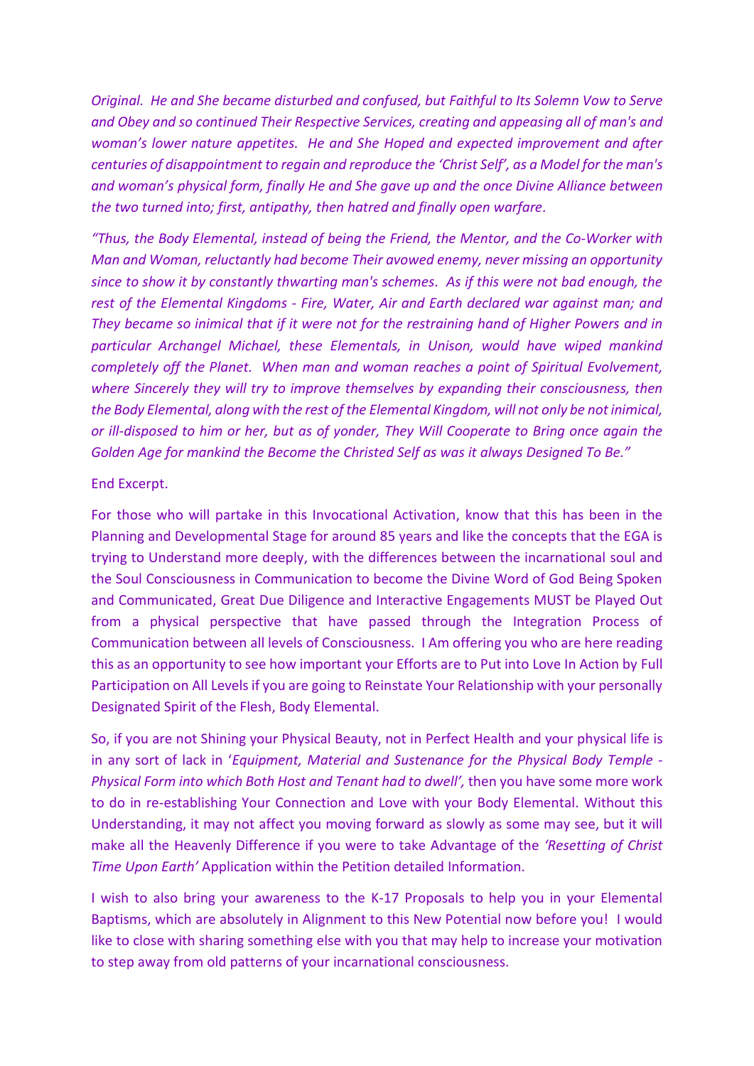*Original. He and She became disturbed and confused, but Faithful to Its Solemn Vow to Serve and Obey and so continued Their Respective Services, creating and appeasing all of man's and woman's lower nature appetites. He and She Hoped and expected improvement and after centuries of disappointment to regain and reproduce the 'Christ Self', as a Model for the man's and woman's physical form, finally He and She gave up and the once Divine Alliance between the two turned into; first, antipathy, then hatred and finally open warfare.*

*"Thus, the Body Elemental, instead of being the Friend, the Mentor, and the Co-Worker with Man and Woman, reluctantly had become Their avowed enemy, never missing an opportunity since to show it by constantly thwarting man's schemes. As if this were not bad enough, the rest of the Elemental Kingdoms - Fire, Water, Air and Earth declared war against man; and They became so inimical that if it were not for the restraining hand of Higher Powers and in particular Archangel Michael, these Elementals, in Unison, would have wiped mankind completely off the Planet. When man and woman reaches a point of Spiritual Evolvement, where Sincerely they will try to improve themselves by expanding their consciousness, then the Body Elemental, along with the rest of the Elemental Kingdom, will not only be not inimical, or ill-disposed to him or her, but as of yonder, They Will Cooperate to Bring once again the Golden Age for mankind the Become the Christed Self as was it always Designed To Be."*

End Excerpt.

For those who will partake in this Invocational Activation, know that this has been in the Planning and Developmental Stage for around 85 years and like the concepts that the EGA is trying to Understand more deeply, with the differences between the incarnational soul and the Soul Consciousness in Communication to become the Divine Word of God Being Spoken and Communicated, Great Due Diligence and Interactive Engagements MUST be Played Out from a physical perspective that have passed through the Integration Process of Communication between all levels of Consciousness. I Am offering you who are here reading this as an opportunity to see how important your Efforts are to Put into Love In Action by Full Participation on All Levels if you are going to Reinstate Your Relationship with your personally Designated Spirit of the Flesh, Body Elemental.

So, if you are not Shining your Physical Beauty, not in Perfect Health and your physical life is in any sort of lack in '*Equipment, Material and Sustenance for the Physical Body Temple - Physical Form into which Both Host and Tenant had to dwell',* then you have some more work to do in re-establishing Your Connection and Love with your Body Elemental. Without this Understanding, it may not affect you moving forward as slowly as some may see, but it will make all the Heavenly Difference if you were to take Advantage of the *'Resetting of Christ Time Upon Earth'* Application within the Petition detailed Information.

I wish to also bring your awareness to the K-17 Proposals to help you in your Elemental Baptisms, which are absolutely in Alignment to this New Potential now before you! I would like to close with sharing something else with you that may help to increase your motivation to step away from old patterns of your incarnational consciousness.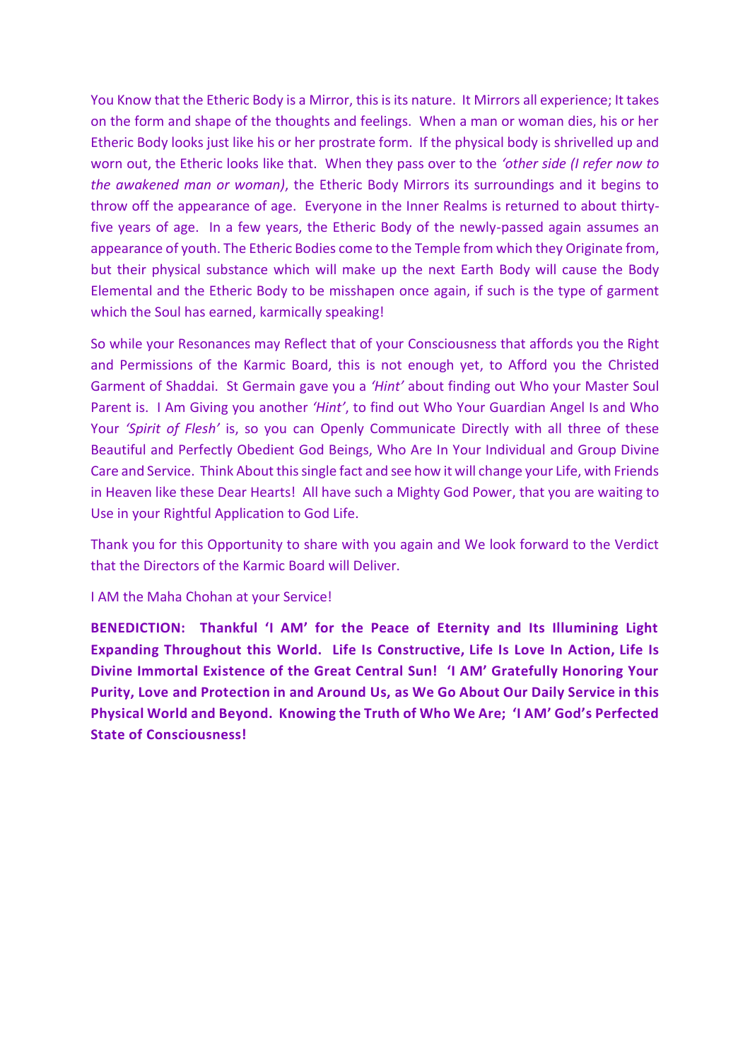You Know that the Etheric Body is a Mirror, this is its nature. It Mirrors all experience; It takes on the form and shape of the thoughts and feelings. When a man or woman dies, his or her Etheric Body looks just like his or her prostrate form. If the physical body is shrivelled up and worn out, the Etheric looks like that. When they pass over to the *'other side (I refer now to the awakened man or woman)*, the Etheric Body Mirrors its surroundings and it begins to throw off the appearance of age. Everyone in the Inner Realms is returned to about thirty-five years of age. In a few years, the Etheric Body of the newly-passed again assumes an appearance of youth. The Etheric Bodies come to the Temple from which they Originate from, but their physical substance which will make up the next Earth Body will cause the Body Elemental and the Etheric Body to be misshapen once again, if such is the type of garment which the Soul has earned, karmically speaking!

So while your Resonances may Reflect that of your Consciousness that affords you the Right and Permissions of the Karmic Board, this is not enough yet, to Afford you the Christed Garment of Shaddai. St Germain gave you a *'Hint'* about finding out Who your Master Soul Parent is. I Am Giving you another *'Hint'*, to find out Who Your Guardian Angel Is and Who Your *'Spirit of Flesh'* is, so you can Openly Communicate Directly with all three of these Beautiful and Perfectly Obedient God Beings, Who Are In Your Individual and Group Divine Care and Service. Think About this single fact and see how it will change your Life, with Friends in Heaven like these Dear Hearts! All have such a Mighty God Power, that you are waiting to Use in your Rightful Application to God Life.

Thank you for this Opportunity to share with you again and We look forward to the Verdict that the Directors of the Karmic Board will Deliver.

I AM the Maha Chohan at your Service!

**BENEDICTION: Thankful 'I AM' for the Peace of Eternity and Its Illumining Light Expanding Throughout this World. Life Is Constructive, Life Is Love In Action, Life Is Divine Immortal Existence of the Great Central Sun! 'I AM' Gratefully Honoring Your Purity, Love and Protection in and Around Us, as We Go About Our Daily Service in this Physical World and Beyond. Knowing the Truth of Who We Are; 'I AM' God's Perfected State of Consciousness!**